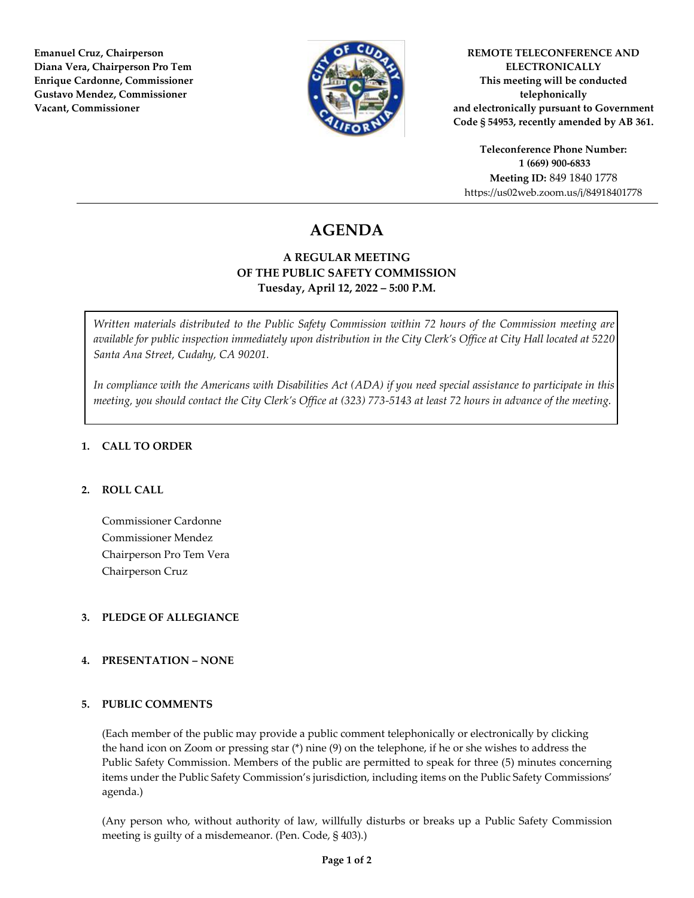Emanuel Cruz, Chairperson
Diana Vera, Chairperson Pro Tem
Enrique Cardonne, Commissioner
Gustavo Mendez, Commissioner
Vacant, Commissioner

**REMOTE TELECONFERENCE AND ELECTRONICALLY**
**This meeting will be conducted telephonically and electronically pursuant to Government Code § 54953, recently amended by AB 361.**

**Teleconference Phone Number: 1 (669) 900-6833**
**Meeting ID:** 849 1840 1778
https://us02web.zoom.us/j/84918401778

# AGENDA

## A REGULAR MEETING OF THE PUBLIC SAFETY COMMISSION
### Tuesday, April 12, 2022 – 5:00 P.M.

*Written materials distributed to the Public Safety Commission within 72 hours of the Commission meeting are available for public inspection immediately upon distribution in the City Clerk's Office at City Hall located at 5220 Santa Ana Street, Cudahy, CA 90201.*

*In compliance with the Americans with Disabilities Act (ADA) if you need special assistance to participate in this meeting, you should contact the City Clerk's Office at (323) 773-5143 at least 72 hours in advance of the meeting.*

1. **CALL TO ORDER**

2. **ROLL CALL**

   Commissioner Cardonne
   Commissioner Mendez
   Chairperson Pro Tem Vera
   Chairperson Cruz

3. **PLEDGE OF ALLEGIANCE**

4. **PRESENTATION – NONE**

5. **PUBLIC COMMENTS**

   (Each member of the public may provide a public comment telephonically or electronically by clicking the hand icon on Zoom or pressing star (*) nine (9) on the telephone, if he or she wishes to address the Public Safety Commission. Members of the public are permitted to speak for three (5) minutes concerning items under the Public Safety Commission's jurisdiction, including items on the Public Safety Commissions' agenda.)

   (Any person who, without authority of law, willfully disturbs or breaks up a Public Safety Commission meeting is guilty of a misdemeanor. (Pen. Code, § 403).)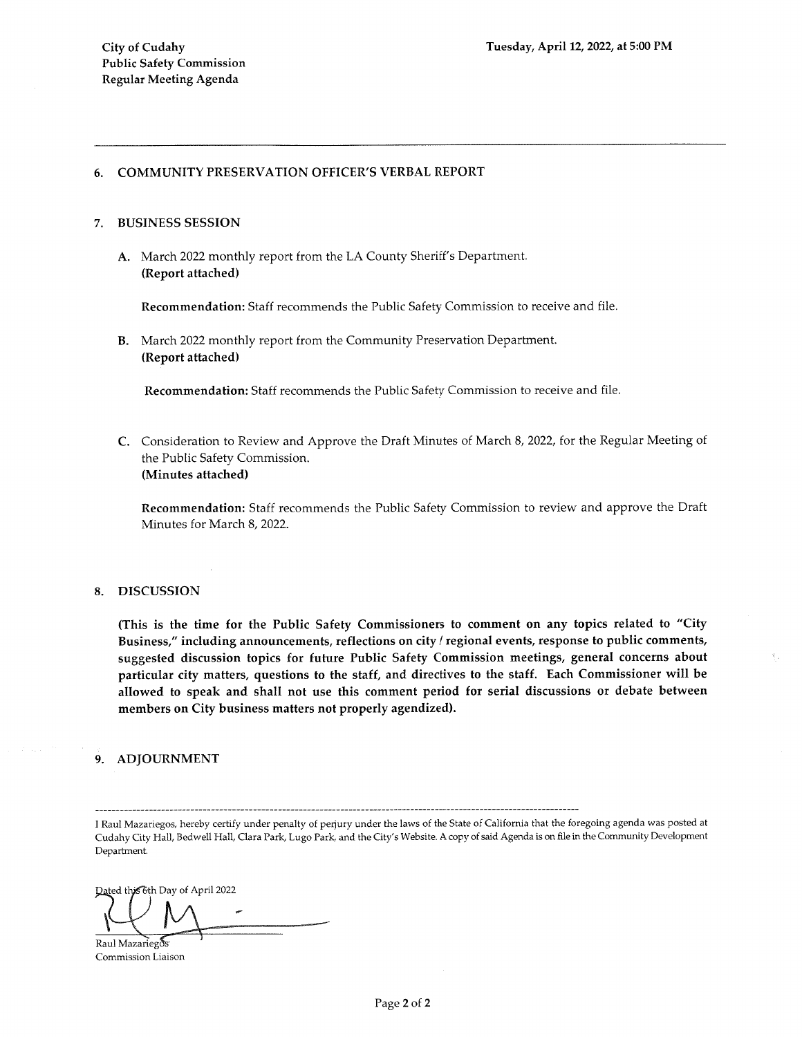## 6. COMMUNITY PRESERVATION OFFICER'S VERBAL REPORT

## 7. BUSINESS SESSION

**A.** March 2022 monthly report from the LA County Sheriff's Department.
**(Report attached)**

**Recommendation:** Staff recommends the Public Safety Commission to receive and file.

**B.** March 2022 monthly report from the Community Preservation Department.
**(Report attached)**

**Recommendation:** Staff recommends the Public Safety Commission to receive and file.

**C.** Consideration to Review and Approve the Draft Minutes of March 8, 2022, for the Regular Meeting of the Public Safety Commission.
**(Minutes attached)**

**Recommendation:** Staff recommends the Public Safety Commission to review and approve the Draft Minutes for March 8, 2022.

## 8. DISCUSSION

**(This is the time for the Public Safety Commissioners to comment on any topics related to "City Business," including announcements, reflections on city / regional events, response to public comments, suggested discussion topics for future Public Safety Commission meetings, general concerns about particular city matters, questions to the staff, and directives to the staff. Each Commissioner will be allowed to speak and shall not use this comment period for serial discussions or debate between members on City business matters not properly agendized).**

## 9. ADJOURNMENT

---

I Raul Mazariegos, hereby certify under penalty of perjury under the laws of the State of California that the foregoing agenda was posted at Cudahy City Hall, Bedwell Hall, Clara Park, Lugo Park, and the City's Website. A copy of said Agenda is on file in the Community Development Department.

Dated this 6th Day of April 2022

Raul Mazariegos
Commission Liaison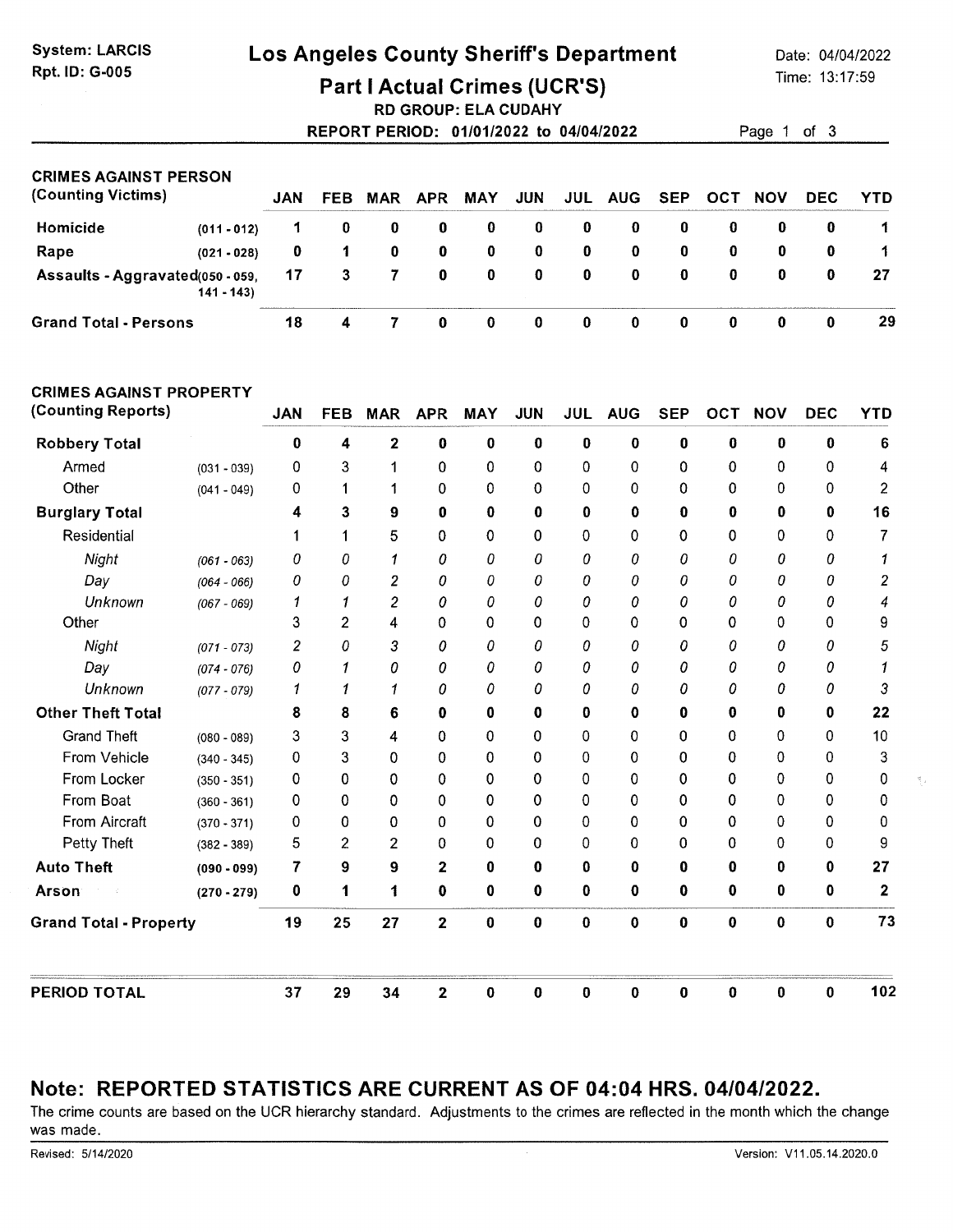System: LARCIS
Rpt. ID: G-005

# Los Angeles County Sheriff's Department

Date: 04/04/2022
Time: 13:17:59

## Part I Actual Crimes (UCR'S)

**RD GROUP: ELA CUDAHY**

**REPORT PERIOD: 01/01/2022 to 04/04/2022**

| CRIMES AGAINST PERSON (Counting Victims) | | JAN | FEB | MAR | APR | MAY | JUN | JUL | AUG | SEP | OCT | NOV | DEC | YTD |
|---|---|---|---|---|---|---|---|---|---|---|---|---|---|---|
| **Homicide** | (011 - 012) | 1 | 0 | 0 | 0 | 0 | 0 | 0 | 0 | 0 | 0 | 0 | 0 | 1 |
| **Rape** | (021 - 028) | 0 | 1 | 0 | 0 | 0 | 0 | 0 | 0 | 0 | 0 | 0 | 0 | 1 |
| **Assaults - Aggravated** | (050 - 059, 141 - 143) | 17 | 3 | 7 | 0 | 0 | 0 | 0 | 0 | 0 | 0 | 0 | 0 | 27 |
| **Grand Total - Persons** | | 18 | 4 | 7 | 0 | 0 | 0 | 0 | 0 | 0 | 0 | 0 | 0 | 29 |

| CRIMES AGAINST PROPERTY (Counting Reports) | | JAN | FEB | MAR | APR | MAY | JUN | JUL | AUG | SEP | OCT | NOV | DEC | YTD |
|---|---|---|---|---|---|---|---|---|---|---|---|---|---|---|
| **Robbery Total** | | 0 | 4 | 2 | 0 | 0 | 0 | 0 | 0 | 0 | 0 | 0 | 0 | 6 |
| Armed | (031 - 039) | 0 | 3 | 1 | 0 | 0 | 0 | 0 | 0 | 0 | 0 | 0 | 0 | 4 |
| Other | (041 - 049) | 0 | 1 | 1 | 0 | 0 | 0 | 0 | 0 | 0 | 0 | 0 | 0 | 2 |
| **Burglary Total** | | 4 | 3 | 9 | 0 | 0 | 0 | 0 | 0 | 0 | 0 | 0 | 0 | 16 |
| Residential | | 1 | 1 | 5 | 0 | 0 | 0 | 0 | 0 | 0 | 0 | 0 | 0 | 7 |
| *Night* | (061 - 063) | 0 | 0 | 1 | 0 | 0 | 0 | 0 | 0 | 0 | 0 | 0 | 0 | 1 |
| *Day* | (064 - 066) | 0 | 0 | 2 | 0 | 0 | 0 | 0 | 0 | 0 | 0 | 0 | 0 | 2 |
| *Unknown* | (067 - 069) | 1 | 1 | 2 | 0 | 0 | 0 | 0 | 0 | 0 | 0 | 0 | 0 | 4 |
| Other | | 3 | 2 | 4 | 0 | 0 | 0 | 0 | 0 | 0 | 0 | 0 | 0 | 9 |
| *Night* | (071 - 073) | 2 | 0 | 3 | 0 | 0 | 0 | 0 | 0 | 0 | 0 | 0 | 0 | 5 |
| *Day* | (074 - 076) | 0 | 1 | 0 | 0 | 0 | 0 | 0 | 0 | 0 | 0 | 0 | 0 | 1 |
| *Unknown* | (077 - 079) | 1 | 1 | 1 | 0 | 0 | 0 | 0 | 0 | 0 | 0 | 0 | 0 | 3 |
| **Other Theft Total** | | 8 | 8 | 6 | 0 | 0 | 0 | 0 | 0 | 0 | 0 | 0 | 0 | 22 |
| Grand Theft | (080 - 089) | 3 | 3 | 4 | 0 | 0 | 0 | 0 | 0 | 0 | 0 | 0 | 0 | 10 |
| From Vehicle | (340 - 345) | 0 | 3 | 0 | 0 | 0 | 0 | 0 | 0 | 0 | 0 | 0 | 0 | 3 |
| From Locker | (350 - 351) | 0 | 0 | 0 | 0 | 0 | 0 | 0 | 0 | 0 | 0 | 0 | 0 | 0 |
| From Boat | (360 - 361) | 0 | 0 | 0 | 0 | 0 | 0 | 0 | 0 | 0 | 0 | 0 | 0 | 0 |
| From Aircraft | (370 - 371) | 0 | 0 | 0 | 0 | 0 | 0 | 0 | 0 | 0 | 0 | 0 | 0 | 0 |
| Petty Theft | (382 - 389) | 5 | 2 | 2 | 0 | 0 | 0 | 0 | 0 | 0 | 0 | 0 | 0 | 9 |
| **Auto Theft** | (090 - 099) | 7 | 9 | 9 | 2 | 0 | 0 | 0 | 0 | 0 | 0 | 0 | 0 | 27 |
| **Arson** | (270 - 279) | 0 | 1 | 1 | 0 | 0 | 0 | 0 | 0 | 0 | 0 | 0 | 0 | 2 |
| **Grand Total - Property** | | 19 | 25 | 27 | 2 | 0 | 0 | 0 | 0 | 0 | 0 | 0 | 0 | 73 |
| **PERIOD TOTAL** | | 37 | 29 | 34 | 2 | 0 | 0 | 0 | 0 | 0 | 0 | 0 | 0 | 102 |

## Note: REPORTED STATISTICS ARE CURRENT AS OF 04:04 HRS. 04/04/2022.

The crime counts are based on the UCR hierarchy standard. Adjustments to the crimes are reflected in the month which the change was made.

Revised: 5/14/2020

Version: V11.05.14.2020.0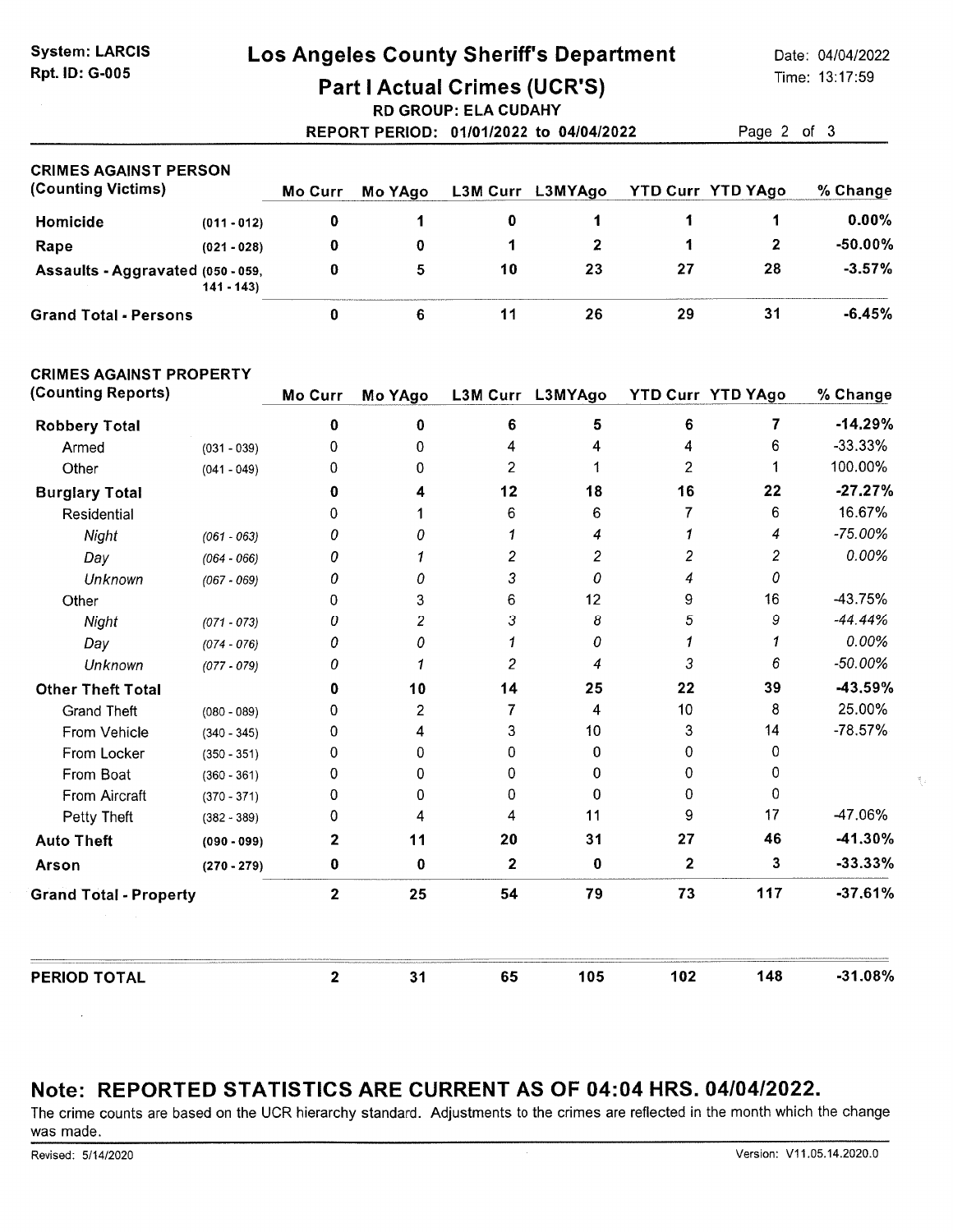System: LARCIS
Rpt. ID: G-005

# Los Angeles County Sheriff's Department

## Part I Actual Crimes (UCR'S)

**RD GROUP: ELA CUDAHY**

**REPORT PERIOD: 01/01/2022 to 04/04/2022**

Date: 04/04/2022
Time: 13:17:59

| CRIMES AGAINST PERSON (Counting Victims) | | Mo Curr | Mo YAgo | L3M Curr | L3MYAgo | YTD Curr | YTD YAgo | % Change |
|---|---|---|---|---|---|---|---|---|
| **Homicide** | (011 - 012) | 0 | 1 | 0 | 1 | 1 | 1 | 0.00% |
| **Rape** | (021 - 028) | 0 | 0 | 1 | 2 | 1 | 2 | -50.00% |
| **Assaults - Aggravated** | (050 - 059, 141 - 143) | 0 | 5 | 10 | 23 | 27 | 28 | -3.57% |
| **Grand Total - Persons** | | 0 | 6 | 11 | 26 | 29 | 31 | -6.45% |

| CRIMES AGAINST PROPERTY (Counting Reports) | | Mo Curr | Mo YAgo | L3M Curr | L3MYAgo | YTD Curr | YTD YAgo | % Change |
|---|---|---|---|---|---|---|---|---|
| **Robbery Total** | | 0 | 0 | 6 | 5 | 6 | 7 | -14.29% |
| Armed | (031 - 039) | 0 | 0 | 4 | 4 | 4 | 6 | -33.33% |
| Other | (041 - 049) | 0 | 0 | 2 | 1 | 2 | 1 | 100.00% |
| **Burglary Total** | | 0 | 4 | 12 | 18 | 16 | 22 | -27.27% |
| Residential | | 0 | 1 | 6 | 6 | 7 | 6 | 16.67% |
| *Night* | (061 - 063) | 0 | 0 | 1 | 4 | 1 | 4 | -75.00% |
| *Day* | (064 - 066) | 0 | 1 | 2 | 2 | 2 | 2 | 0.00% |
| *Unknown* | (067 - 069) | 0 | 0 | 3 | 0 | 4 | 0 | |
| Other | | 0 | 3 | 6 | 12 | 9 | 16 | -43.75% |
| *Night* | (071 - 073) | 0 | 2 | 3 | 8 | 5 | 9 | -44.44% |
| *Day* | (074 - 076) | 0 | 0 | 1 | 0 | 1 | 1 | 0.00% |
| *Unknown* | (077 - 079) | 0 | 1 | 2 | 4 | 3 | 6 | -50.00% |
| **Other Theft Total** | | 0 | 10 | 14 | 25 | 22 | 39 | -43.59% |
| Grand Theft | (080 - 089) | 0 | 2 | 7 | 4 | 10 | 8 | 25.00% |
| From Vehicle | (340 - 345) | 0 | 4 | 3 | 10 | 3 | 14 | -78.57% |
| From Locker | (350 - 351) | 0 | 0 | 0 | 0 | 0 | 0 | |
| From Boat | (360 - 361) | 0 | 0 | 0 | 0 | 0 | 0 | |
| From Aircraft | (370 - 371) | 0 | 0 | 0 | 0 | 0 | 0 | |
| Petty Theft | (382 - 389) | 0 | 4 | 4 | 11 | 9 | 17 | -47.06% |
| **Auto Theft** | (090 - 099) | 2 | 11 | 20 | 31 | 27 | 46 | -41.30% |
| **Arson** | (270 - 279) | 0 | 0 | 2 | 0 | 2 | 3 | -33.33% |
| **Grand Total - Property** | | 2 | 25 | 54 | 79 | 73 | 117 | -37.61% |

| | Mo Curr | Mo YAgo | L3M Curr | L3MYAgo | YTD Curr | YTD YAgo | % Change |
|---|---|---|---|---|---|---|---|
| **PERIOD TOTAL** | 2 | 31 | 65 | 105 | 102 | 148 | -31.08% |

## Note: REPORTED STATISTICS ARE CURRENT AS OF 04:04 HRS. 04/04/2022.

The crime counts are based on the UCR hierarchy standard. Adjustments to the crimes are reflected in the month which the change was made.

Revised: 5/14/2020

Version: V11.05.14.2020.0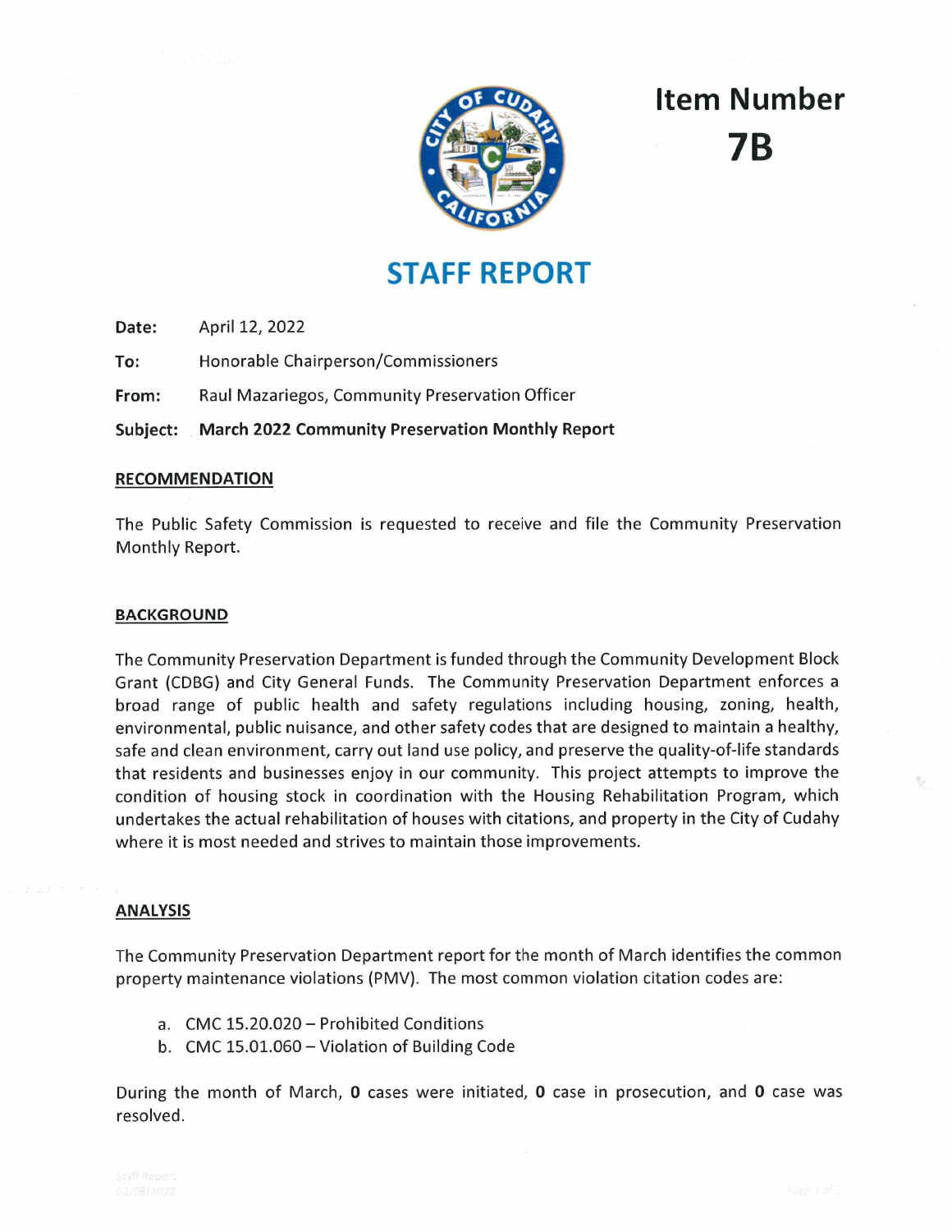# Item Number 7B

## STAFF REPORT

**Date:** April 12, 2022

**To:** Honorable Chairperson/Commissioners

**From:** Raul Mazariegos, Community Preservation Officer

**Subject:** **March 2022 Community Preservation Monthly Report**

### RECOMMENDATION

The Public Safety Commission is requested to receive and file the Community Preservation Monthly Report.

### BACKGROUND

The Community Preservation Department is funded through the Community Development Block Grant (CDBG) and City General Funds. The Community Preservation Department enforces a broad range of public health and safety regulations including housing, zoning, health, environmental, public nuisance, and other safety codes that are designed to maintain a healthy, safe and clean environment, carry out land use policy, and preserve the quality-of-life standards that residents and businesses enjoy in our community. This project attempts to improve the condition of housing stock in coordination with the Housing Rehabilitation Program, which undertakes the actual rehabilitation of houses with citations, and property in the City of Cudahy where it is most needed and strives to maintain those improvements.

### ANALYSIS

The Community Preservation Department report for the month of March identifies the common property maintenance violations (PMV). The most common violation citation codes are:

a. CMC 15.20.020 – Prohibited Conditions
b. CMC 15.01.060 – Violation of Building Code

During the month of March, **0** cases were initiated, **0** case in prosecution, and **0** case was resolved.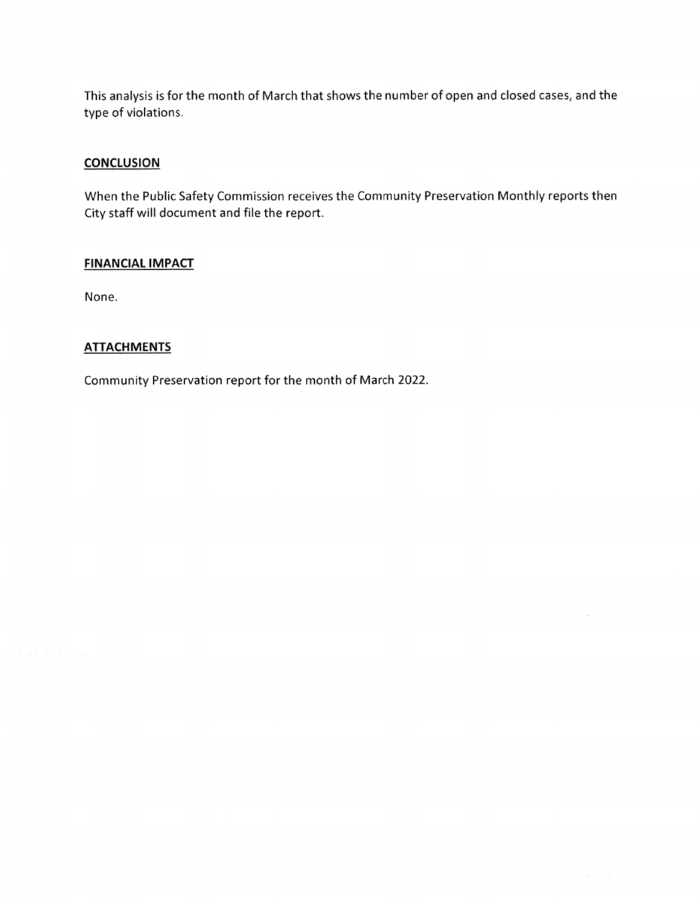This analysis is for the month of March that shows the number of open and closed cases, and the type of violations.

## CONCLUSION

When the Public Safety Commission receives the Community Preservation Monthly reports then City staff will document and file the report.

## FINANCIAL IMPACT

None.

## ATTACHMENTS

Community Preservation report for the month of March 2022.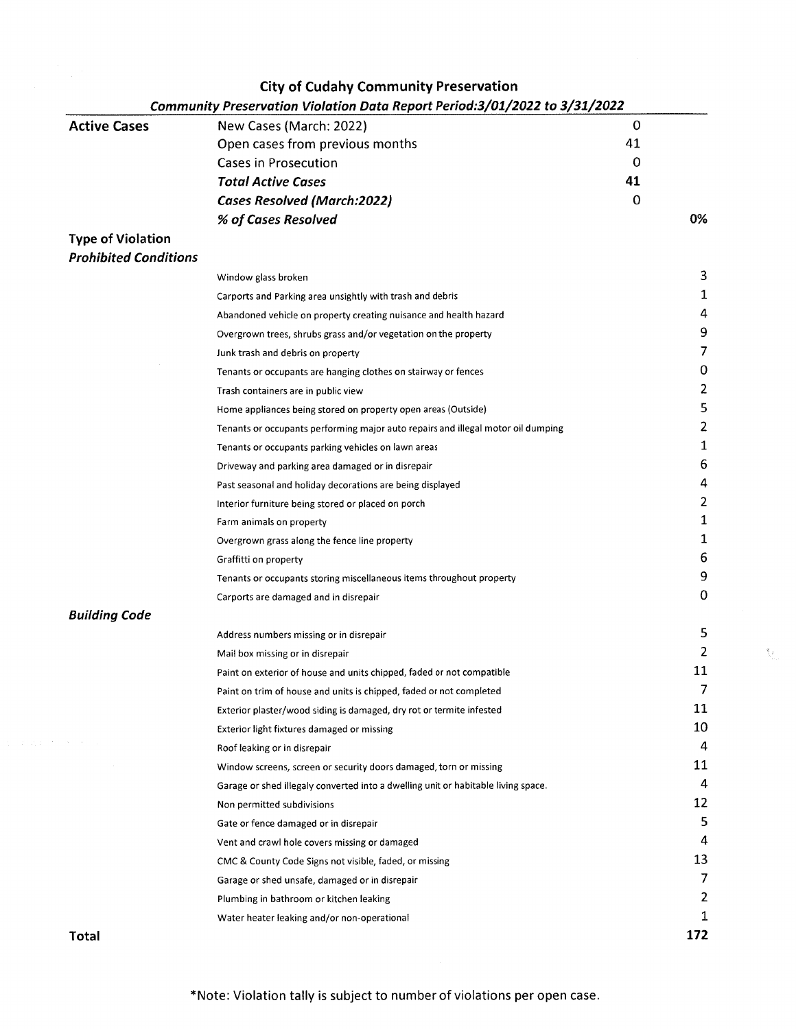# City of Cudahy Community Preservation

***Community Preservation Violation Data Report Period:3/01/2022 to 3/31/2022***

| | | | |
|---|---|---|---|
| **Active Cases** | New Cases (March: 2022) | 0 | |
| | Open cases from previous months | 41 | |
| | Cases in Prosecution | 0 | |
| | ***Total Active Cases*** | **41** | |
| | ***Cases Resolved (March:2022)*** | 0 | |
| | ***% of Cases Resolved*** | | **0%** |
| **Type of Violation** | | | |
| ***Prohibited Conditions*** | | | |
| | Window glass broken | | 3 |
| | Carports and Parking area unsightly with trash and debris | | 1 |
| | Abandoned vehicle on property creating nuisance and health hazard | | 4 |
| | Overgrown trees, shrubs grass and/or vegetation on the property | | 9 |
| | Junk trash and debris on property | | 7 |
| | Tenants or occupants are hanging clothes on stairway or fences | | 0 |
| | Trash containers are in public view | | 2 |
| | Home appliances being stored on property open areas (Outside) | | 5 |
| | Tenants or occupants performing major auto repairs and illegal motor oil dumping | | 2 |
| | Tenants or occupants parking vehicles on lawn areas | | 1 |
| | Driveway and parking area damaged or in disrepair | | 6 |
| | Past seasonal and holiday decorations are being displayed | | 4 |
| | Interior furniture being stored or placed on porch | | 2 |
| | Farm animals on property | | 1 |
| | Overgrown grass along the fence line property | | 1 |
| | Graffitti on property | | 6 |
| | Tenants or occupants storing miscellaneous items throughout property | | 9 |
| | Carports are damaged and in disrepair | | 0 |
| ***Building Code*** | | | |
| | Address numbers missing or in disrepair | | 5 |
| | Mail box missing or in disrepair | | 2 |
| | Paint on exterior of house and units chipped, faded or not compatible | | 11 |
| | Paint on trim of house and units is chipped, faded or not completed | | 7 |
| | Exterior plaster/wood siding is damaged, dry rot or termite infested | | 11 |
| | Exterior light fixtures damaged or missing | | 10 |
| | Roof leaking or in disrepair | | 4 |
| | Window screens, screen or security doors damaged, torn or missing | | 11 |
| | Garage or shed illegaly converted into a dwelling unit or habitable living space. | | 4 |
| | Non permitted subdivisions | | 12 |
| | Gate or fence damaged or in disrepair | | 5 |
| | Vent and crawl hole covers missing or damaged | | 4 |
| | CMC & County Code Signs not visible, faded, or missing | | 13 |
| | Garage or shed unsafe, damaged or in disrepair | | 7 |
| | Plumbing in bathroom or kitchen leaking | | 2 |
| | Water heater leaking and/or non-operational | | 1 |
| **Total** | | | **172** |

*Note: Violation tally is subject to number of violations per open case.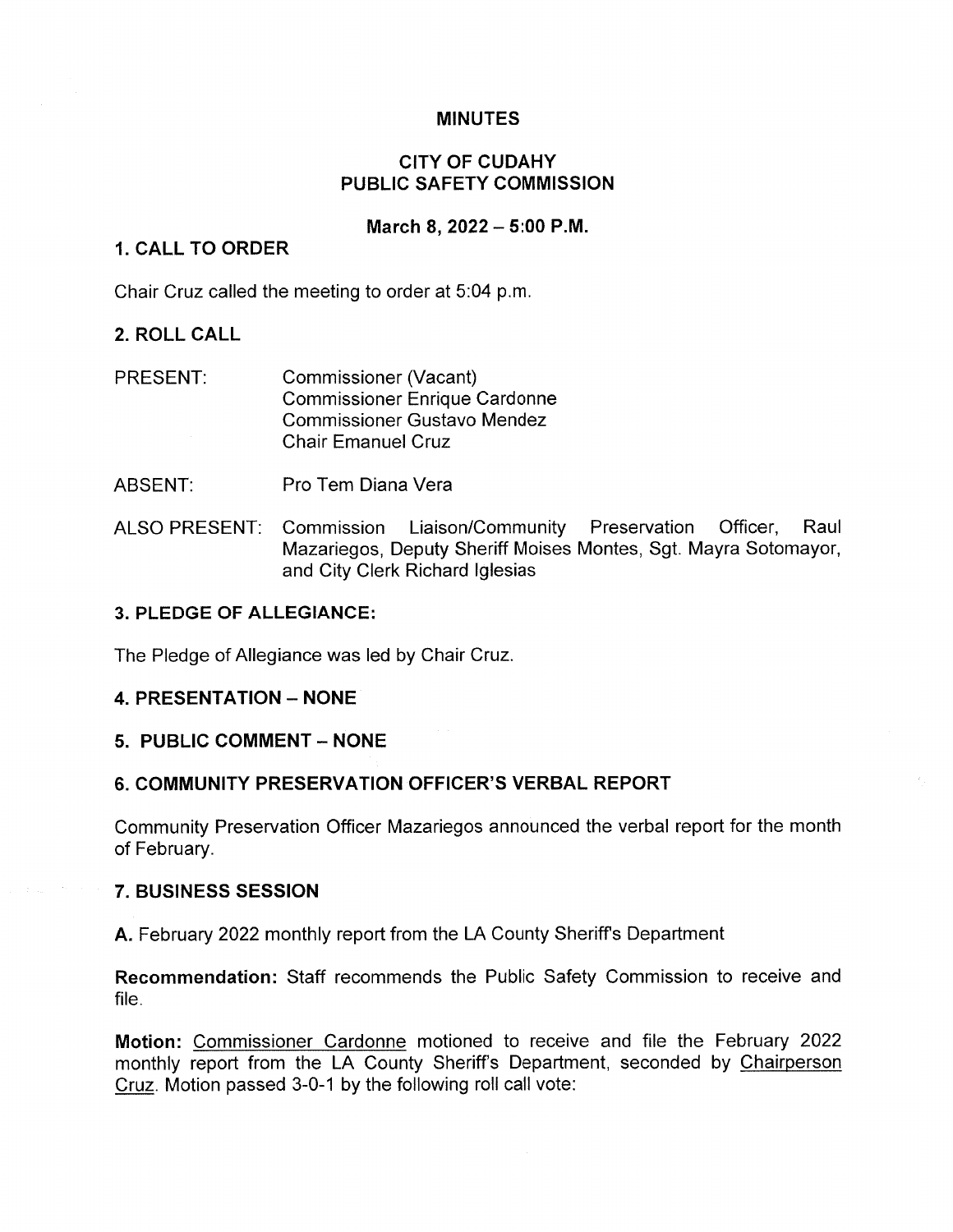**MINUTES**

**CITY OF CUDAHY**
**PUBLIC SAFETY COMMISSION**

**March 8, 2022 – 5:00 P.M.**

## 1. CALL TO ORDER

Chair Cruz called the meeting to order at 5:04 p.m.

## 2. ROLL CALL

PRESENT: Commissioner (Vacant)
Commissioner Enrique Cardonne
Commissioner Gustavo Mendez
Chair Emanuel Cruz

ABSENT: Pro Tem Diana Vera

ALSO PRESENT: Commission Liaison/Community Preservation Officer, Raul Mazariegos, Deputy Sheriff Moises Montes, Sgt. Mayra Sotomayor, and City Clerk Richard Iglesias

## 3. PLEDGE OF ALLEGIANCE:

The Pledge of Allegiance was led by Chair Cruz.

## 4. PRESENTATION – NONE

## 5. PUBLIC COMMENT – NONE

## 6. COMMUNITY PRESERVATION OFFICER'S VERBAL REPORT

Community Preservation Officer Mazariegos announced the verbal report for the month of February.

## 7. BUSINESS SESSION

**A.** February 2022 monthly report from the LA County Sheriff's Department

**Recommendation:** Staff recommends the Public Safety Commission to receive and file.

**Motion:** Commissioner Cardonne motioned to receive and file the February 2022 monthly report from the LA County Sheriff's Department, seconded by Chairperson Cruz. Motion passed 3-0-1 by the following roll call vote: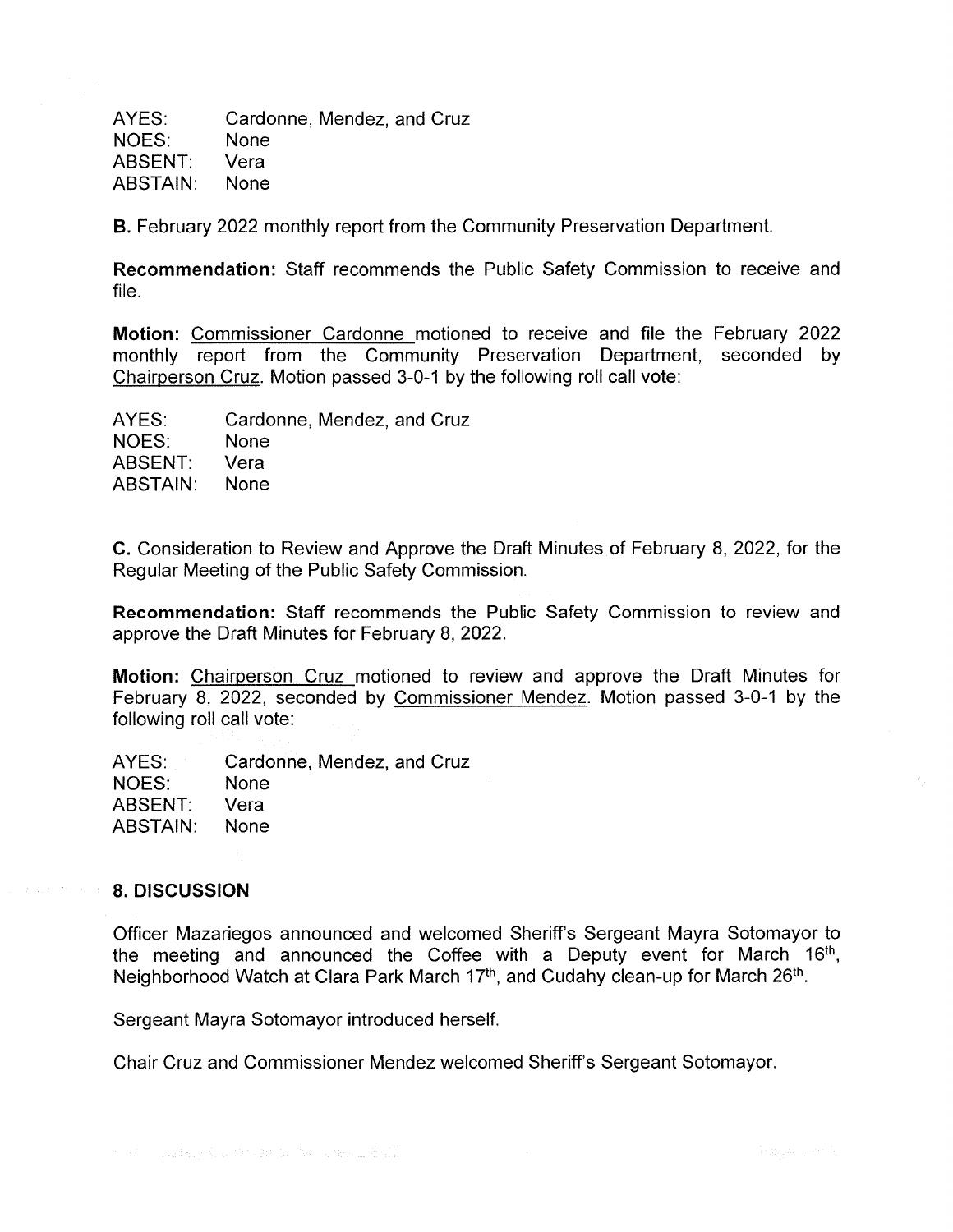AYES: Cardonne, Mendez, and Cruz
NOES: None
ABSENT: Vera
ABSTAIN: None

**B.** February 2022 monthly report from the Community Preservation Department.

**Recommendation:** Staff recommends the Public Safety Commission to receive and file.

**Motion:** Commissioner Cardonne motioned to receive and file the February 2022 monthly report from the Community Preservation Department, seconded by Chairperson Cruz. Motion passed 3-0-1 by the following roll call vote:

AYES: Cardonne, Mendez, and Cruz
NOES: None
ABSENT: Vera
ABSTAIN: None

**C.** Consideration to Review and Approve the Draft Minutes of February 8, 2022, for the Regular Meeting of the Public Safety Commission.

**Recommendation:** Staff recommends the Public Safety Commission to review and approve the Draft Minutes for February 8, 2022.

**Motion:** Chairperson Cruz motioned to review and approve the Draft Minutes for February 8, 2022, seconded by Commissioner Mendez. Motion passed 3-0-1 by the following roll call vote:

AYES: Cardonne, Mendez, and Cruz
NOES: None
ABSENT: Vera
ABSTAIN: None

## 8. DISCUSSION

Officer Mazariegos announced and welcomed Sheriff's Sergeant Mayra Sotomayor to the meeting and announced the Coffee with a Deputy event for March 16th, Neighborhood Watch at Clara Park March 17th, and Cudahy clean-up for March 26th.

Sergeant Mayra Sotomayor introduced herself.

Chair Cruz and Commissioner Mendez welcomed Sheriff's Sergeant Sotomayor.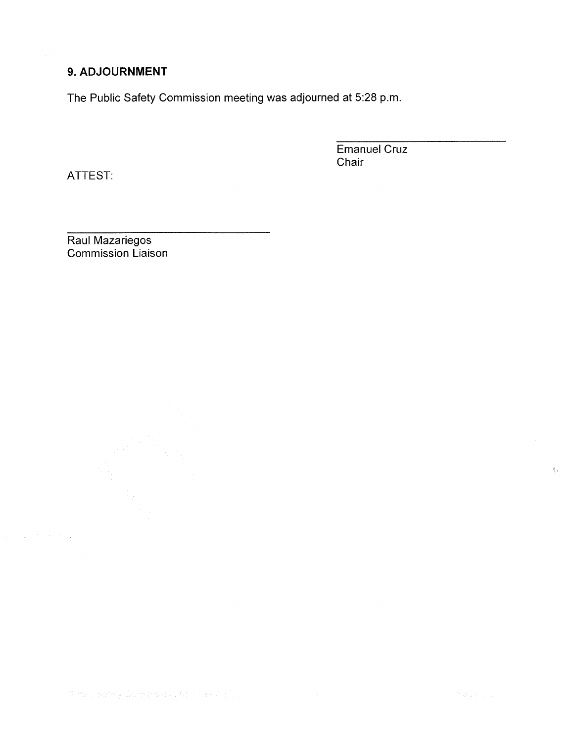## 9. ADJOURNMENT

The Public Safety Commission meeting was adjourned at 5:28 p.m.

\_\_\_\_\_\_\_\_\_\_\_\_\_\_\_\_\_\_\_\_\_\_\_\_\_\_\_\_
Emanuel Cruz
Chair

ATTEST:

\_\_\_\_\_\_\_\_\_\_\_\_\_\_\_\_\_\_\_\_\_\_\_\_\_\_\_\_
Raul Mazariegos
Commission Liaison